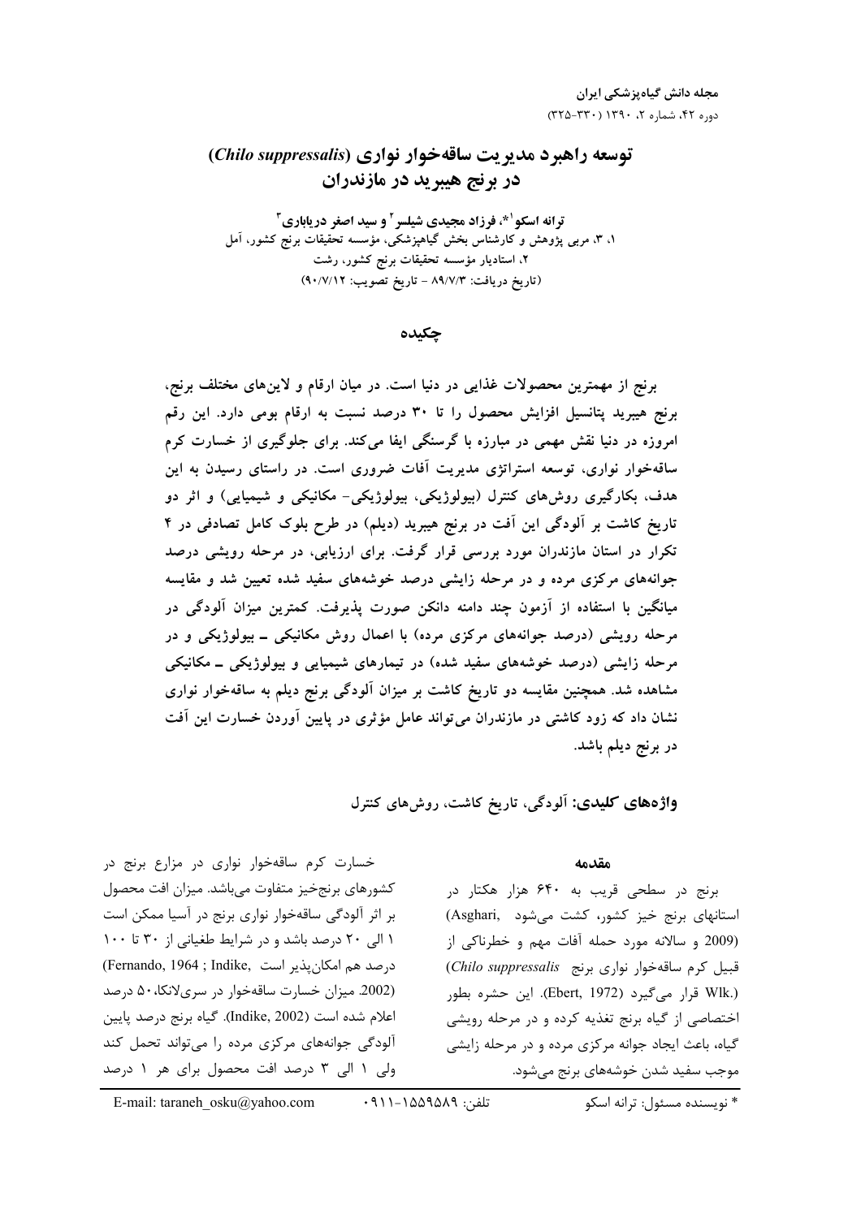# توسعه راهبرد مدیریت ساقه‌خوار نواری (*Chilo suppressalis*) در برنج هیبرید در مازندران

**ترانه اسکو[1]*، فرزاد مجیدی شیلسر[2] و سید اصغر دریاباری[3]**

۱، ۳، مربی پژوهش و کارشناس بخش گیاهپزشکی، مؤسسه تحقیقات برنج کشور، آمل
۲، استادیار مؤسسه تحقیقات برنج کشور، رشت
(تاریخ دریافت: ۸۹/۷/۳ - تاریخ تصویب: ۹۰/۷/۱۲)

## چکیده

برنج از مهمترین محصولات غذایی در دنیا است. در میان ارقام و لاین‌های مختلف برنج، برنج هیبرید پتانسیل افزایش محصول را تا ۳۰ درصد نسبت به ارقام بومی دارد. این رقم امروزه در دنیا نقش مهمی در مبارزه با گرسنگی ایفا می‌کند. برای جلوگیری از خسارت کرم ساقه‌خوار نواری، توسعه استراتژی مدیریت آفات ضروری است. در راستای رسیدن به این هدف، بکارگیری روش‌های کنترل (بیولوژیکی، بیولوژیکی- مکانیکی و شیمیایی) و اثر دو تاریخ کاشت بر آلودگی این آفت در برنج هیبرید (دیلم) در طرح بلوک کامل تصادفی در ۴ تکرار در استان مازندران مورد بررسی قرار گرفت. برای ارزیابی، در مرحله رویشی درصد جوانه‌های مرکزی مرده و در مرحله زایشی درصد خوشه‌های سفید شده تعیین شد و مقایسه میانگین با استفاده از آزمون چند دامنه دانکن صورت پذیرفت. کمترین میزان آلودگی در مرحله رویشی (درصد جوانه‌های مرکزی مرده) با اعمال روش مکانیکی ـ بیولوژیکی و در مرحله زایشی (درصد خوشه‌های سفید شده) در تیمارهای شیمیایی و بیولوژیکی ـ مکانیکی مشاهده شد. همچنین مقایسه دو تاریخ کاشت بر میزان آلودگی برنج دیلم به ساقه‌خوار نواری نشان داد که زود کاشتی در مازندران می‌تواند عامل مؤثری در پایین آوردن خسارت این آفت در برنج دیلم باشد.

**واژه‌های کلیدی:** آلودگی، تاریخ کاشت، روش‌های کنترل

## مقدمه

برنج در سطحی قریب به ۶۴۰ هزار هکتار در استانهای برنج خیز کشور، کشت می‌شود (Asghari, 2009) و سالانه مورد حمله آفات مهم و خطرناکی از قبیل کرم ساقه‌خوار نواری برنج *Chilo suppressalis* (Wlk.) قرار می‌گیرد (Ebert, 1972). این حشره بطور اختصاصی از گیاه برنج تغذیه کرده و در مرحله رویشی گیاه، باعث ایجاد جوانه مرکزی مرده و در مرحله زایشی موجب سفید شدن خوشه‌های برنج می‌شود.

خسارت کرم ساقه‌خوار نواری در مزارع برنج در کشورهای برنج‌خیز متفاوت می‌باشد. میزان افت محصول بر اثر آلودگی ساقه‌خوار نواری برنج در آسیا ممکن است ۱ الی ۲۰ درصد باشد و در شرایط طغیانی از ۳۰ تا ۱۰۰ درصد هم امکان‌پذیر است (Fernando, 1964 ; Indike, 2002). میزان خسارت ساقه‌خوار در سری‌لانکا، ۵۰ درصد اعلام شده است (Indike, 2002). گیاه برنج درصد پایین آلودگی جوانه‌های مرکزی مرده را می‌تواند تحمل کند ولی ۱ الی ۳ درصد افت محصول برای هر ۱ درصد

\* نویسنده مسئول: ترانه اسکو    تلفن: ۰۹۱۱-۱۵۵۹۵۸۹    E-mail: taraneh_osku@yahoo.com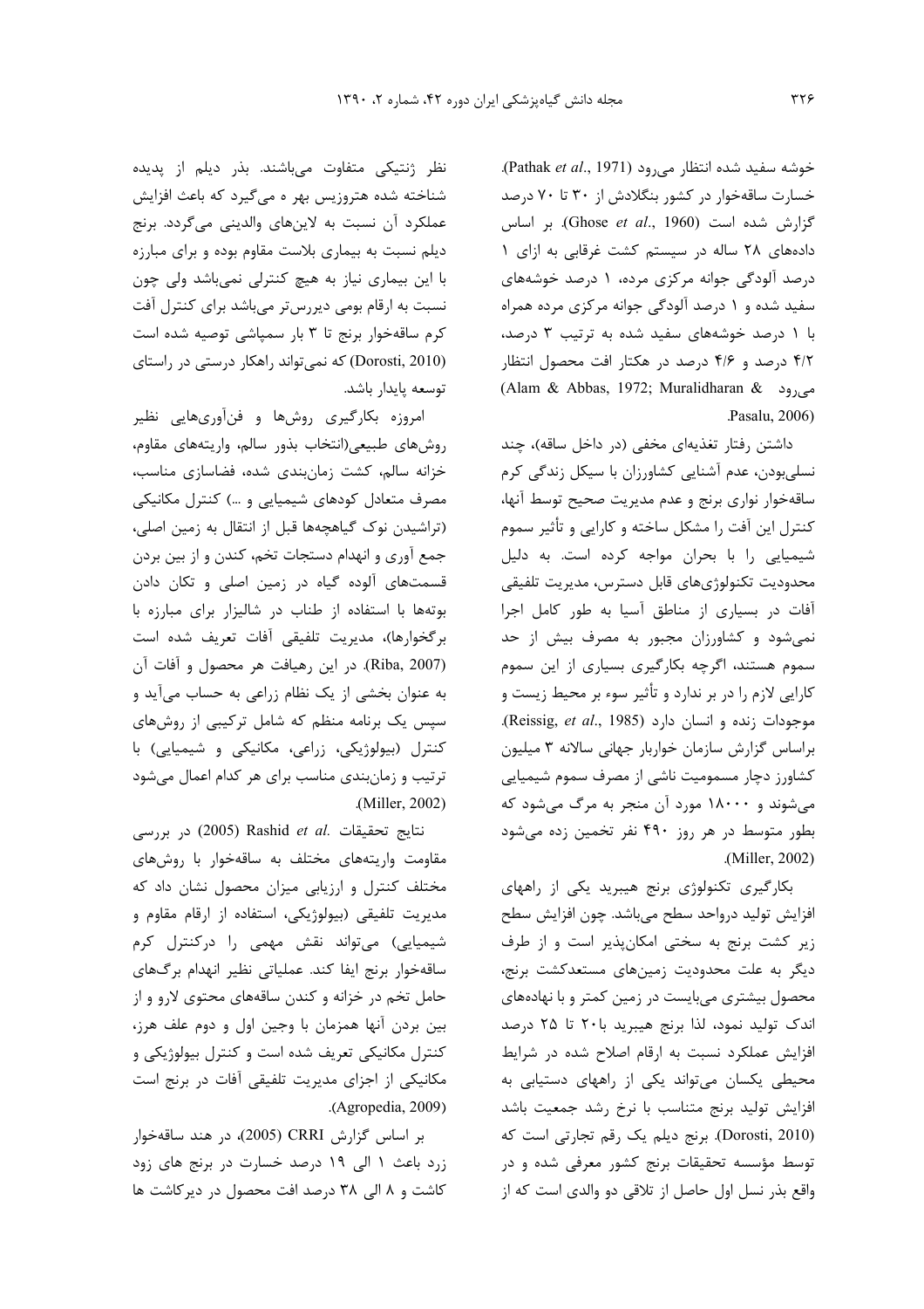خوشه سفید شده انتظار می‌رود (Pathak *et al*., 1971). خسارت ساقه‌خوار در کشور بنگلادش از ۳۰ تا ۷۰ درصد گزارش شده است (Ghose *et al*., 1960). بر اساس داده‌های ۲۸ ساله در سیستم کشت غرقابی به ازای ۱ درصد آلودگی جوانه مرکزی مرده، ۱ درصد خوشه‌های سفید شده و ۱ درصد آلودگی جوانه مرکزی مرده همراه با ۱ درصد خوشه‌های سفید شده به ترتیب ۳ درصد، ۴/۲ درصد و ۴/۶ درصد در هکتار افت محصول انتظار می‌رود (Alam & Abbas, 1972; Muralidharan & Pasalu, 2006).

داشتن رفتار تغذیه‌ای مخفی (در داخل ساقه)، چند نسلی‌بودن، عدم آشنایی کشاورزان با سیکل زندگی کرم ساقه‌خوار نواری برنج و عدم مدیریت صحیح توسط آنها، کنترل این آفت را مشکل ساخته و کارایی و تأثیر سموم شیمیایی را با بحران مواجه کرده است. به دلیل محدودیت تکنولوژی‌های قابل دسترس، مدیریت تلفیقی آفات در بسیاری از مناطق آسیا به طور کامل اجرا نمی‌شود و کشاورزان مجبور به مصرف بیش از حد سموم هستند، اگرچه بکارگیری بسیاری از این سموم کارایی لازم را در بر ندارد و تأثیر سوء بر محیط زیست و موجودات زنده و انسان دارد (Reissig, *et al*., 1985). براساس گزارش سازمان خواربار جهانی سالانه ۳ میلیون کشاورز دچار مسمومیت ناشی از مصرف سموم شیمیایی می‌شوند و ۱۸۰۰۰ مورد آن منجر به مرگ می‌شود که بطور متوسط در هر روز ۴۹۰ نفر تخمین زده می‌شود (Miller, 2002).

بکارگیری تکنولوژی برنج هیبرید یکی از راههای افزایش تولید درواحد سطح می‌باشد. چون افزایش سطح زیر کشت برنج به سختی امکان‌پذیر است و از طرف دیگر به علت محدودیت زمین‌های مستعدکشت برنج، محصول بیشتری می‌بایست در زمین کمتر و با نهاده‌های اندک تولید نمود، لذا برنج هیبرید با۲۰ تا ۲۵ درصد افزایش عملکرد نسبت به ارقام اصلاح شده در شرایط محیطی یکسان می‌تواند یکی از راههای دستیابی به افزایش تولید برنج متناسب با نرخ رشد جمعیت باشد (Dorosti, 2010). برنج دیلم یک رقم تجارتی است که توسط مؤسسه تحقیقات برنج کشور معرفی شده و در واقع بذر نسل اول حاصل از تلاقی دو والدی است که از نظر ژنتیکی متفاوت می‌باشند. بذر دیلم از پدیده شناخته شده هتروزیس بهر ه می‌گیرد که باعث افزایش عملکرد آن نسبت به لاین‌های والدینی می‌گردد. برنج دیلم نسبت به بیماری بلاست مقاوم بوده و برای مبارزه با این بیماری نیاز به هیچ کنترلی نمی‌باشد ولی چون نسبت به ارقام بومی دیررس‌تر می‌باشد برای کنترل آفت کرم ساقه‌خوار برنج تا ۳ بار سمپاشی توصیه شده است (Dorosti, 2010) که نمی‌تواند راهکار درستی در راستای توسعه پایدار باشد.

امروزه بکارگیری روش‌ها و فن‌آوری‌هایی نظیر روش‌های طبیعی(انتخاب بذور سالم، واریته‌های مقاوم، خزانه سالم، کشت زمان‌بندی شده، فضاسازی مناسب، مصرف متعادل کودهای شیمیایی و ...) کنترل مکانیکی (تراشیدن نوک گیاهچه‌ها قبل از انتقال به زمین اصلی، جمع آوری و انهدام دستجات تخم، کندن و از بین بردن قسمت‌های آلوده گیاه در زمین اصلی و تکان دادن بوته‌ها با استفاده از طناب در شالیزار برای مبارزه با برگخوارها)، مدیریت تلفیقی آفات تعریف شده است (Riba, 2007). در این رهیافت هر محصول و آفات آن به عنوان بخشی از یک نظام زراعی به حساب می‌آید و سپس یک برنامه منظم که شامل ترکیبی از روش‌های کنترل (بیولوژیکی، زراعی، مکانیکی و شیمیایی) با ترتیب و زمان‌بندی مناسب برای هر کدام اعمال می‌شود (Miller, 2002).

نتایج تحقیقات Rashid *et al*. (2005) در بررسی مقاومت واریته‌های مختلف به ساقه‌خوار با روش‌های مختلف کنترل و ارزیابی میزان محصول نشان داد که مدیریت تلفیقی (بیولوژیکی، استفاده از ارقام مقاوم و شیمیایی) می‌تواند نقش مهمی را درکنترل کرم ساقه‌خوار برنج ایفا کند. عملیاتی نظیر انهدام برگ‌های حامل تخم در خزانه و کندن ساقه‌های محتوی لارو و از بین بردن آنها همزمان با وجین اول و دوم علف هرز، کنترل مکانیکی تعریف شده است و کنترل بیولوژیکی و مکانیکی از اجزای مدیریت تلفیقی آفات در برنج است (Agropedia, 2009).

بر اساس گزارش CRRI (2005)، در هند ساقه‌خوار زرد باعث ۱ الی ۱۹ درصد خسارت در برنج های زود کاشت و ۸ الی ۳۸ درصد افت محصول در دیرکاشت ها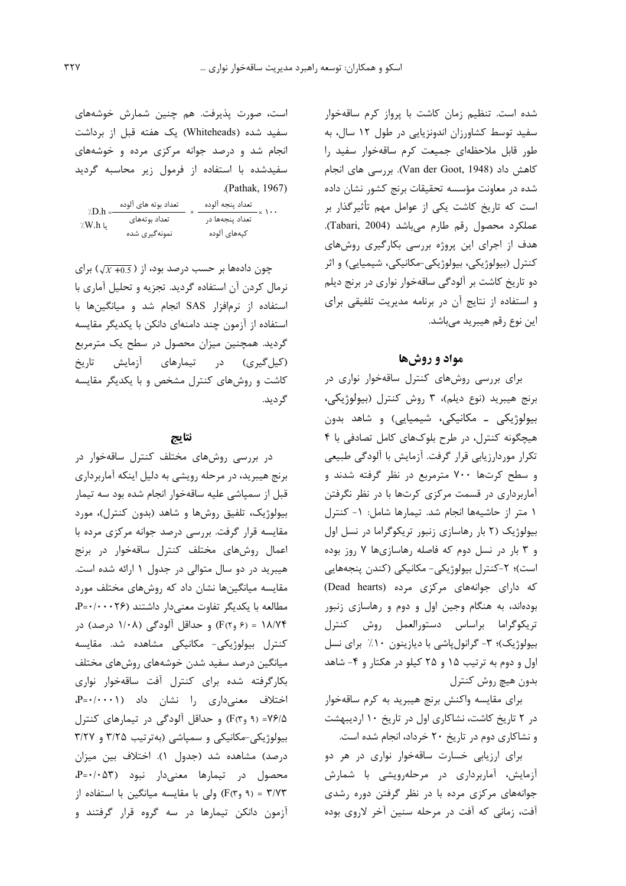شده است. تنظیم زمان کاشت با پرواز کرم ساقه‌خوار سفید توسط کشاورزان اندونزیایی در طول ۱۲ سال، به طور قابل ملاحظه‌ای جمیعت کرم ساقه‌خوار سفید را کاهش داد (Van der Goot, 1948). بررسی های انجام شده در معاونت مؤسسه تحقیقات برنج کشور نشان داده است که تاریخ کاشت یکی از عوامل مهم تأثیرگذار بر عملکرد محصول رقم طارم می‌باشد (Tabari, 2004). هدف از اجرای این پروژه بررسی بکارگیری روش‌های کنترل (بیولوژیکی، بیولوژیکی-مکانیکی، شیمیایی) و اثر دو تاریخ کاشت بر آلودگی ساقه‌خوار نواری در برنج دیلم و استفاده از نتایج آن در برنامه مدیریت تلفیقی برای این نوع رقم هیبرید می‌باشد.

## مواد و روش‌ها

برای بررسی روش‌های کنترل ساقه‌خوار نواری در برنج هیبرید (نوع دیلم)، ۳ روش کنترل (بیولوژیکی، بیولوژیکی ـ مکانیکی، شیمیایی) و شاهد بدون هیچگونه کنترل، در طرح بلوک‌های کامل تصادفی با ۴ تکرار موردارزیابی قرار گرفت. آزمایش با آلودگی طبیعی و سطح کرت‌ها ۷۰۰ مترمربع در نظر گرفته شدند و آماربرداری در قسمت مرکزی کرت‌ها با در نظر نگرفتن ۱ متر از حاشیه‌ها انجام شد. تیمارها شامل: ۱- کنترل بیولوژیک (۲ بار رهاسازی زنبور تریکوگراما در نسل اول و ۳ بار در نسل دوم که فاصله رهاسازی‌ها ۷ روز بوده است)؛ ۲-کنترل بیولوژیکی- مکانیکی (کندن پنجه‌هایی که دارای جوانه‌های مرکزی مرده (Dead hearts) بوده‌اند، به هنگام وجین اول و دوم و رهاسازی زنبور تریکوگراما براساس دستورالعمل روش کنترل بیولوژیک)؛ ۳- گرانول‌پاشی با دیازینون ۱۰٪ برای نسل اول و دوم به ترتیب ۱۵ و ۲۵ کیلو در هکتار و ۴- شاهد بدون هیچ روش کنترل

برای مقایسه واکنش برنج هیبرید به کرم ساقه‌خوار در ۲ تاریخ کاشت، نشاکاری اول در تاریخ ۱۰ اردیبهشت و نشاکاری دوم در تاریخ ۲۰ خرداد، انجام شده است.

برای ارزیابی خسارت ساقه‌خوار نواری در هر دو آزمایش، آماربرداری در مرحله‌رویشی با شمارش جوانه‌های مرکزی مرده و با در نظر گرفتن دوره رشدی آفت، زمانی که آفت در مرحله سنین آخر لاروی بوده است، صورت پذیرفت. هم چنین شمارش خوشه‌های سفید شده (Whiteheads) یک هفته قبل از برداشت انجام شد و درصد جوانه مرکزی مرده و خوشه‌های سفیدشده با استفاده از فرمول زیر محاسبه گردید (Pathak, 1967).

$$\%D.h \text{ یا } \%W.h = \frac{\text{تعداد بوته های آلوده}}{\text{تعداد بوته‌های نمونه‌گیری شده}} \times \frac{\text{تعداد پنجه آلوده}}{\text{تعداد پنجه‌ها در کپه‌های آلوده}} \times 100$$

چون داده‌ها بر حسب درصد بود، از ($\sqrt{X+0.5}$) برای نرمال کردن آن استفاده گردید. تجزیه و تحلیل آماری با استفاده از نرم‌افزار SAS انجام شد و میانگین‌ها با استفاده از آزمون چند دامنه‌ای دانکن با یکدیگر مقایسه گردید. همچنین میزان محصول در سطح یک مترمربع (کیل‌گیری) در تیمارهای آزمایش تاریخ کاشت و روش‌های کنترل مشخص و با یکدیگر مقایسه گردید.

## نتایج

در بررسی روش‌های مختلف کنترل ساقه‌خوار در برنج هیبرید، در مرحله رویشی به دلیل اینکه آماربرداری قبل از سمپاشی علیه ساقه‌خوار انجام شده بود سه تیمار بیولوژیک، تلفیق روش‌ها و شاهد (بدون کنترل)، مورد مقایسه قرار گرفت. بررسی درصد جوانه مرکزی مرده با اعمال روش‌های مختلف کنترل ساقه‌خوار در برنج هیبرید در دو سال متوالی در جدول ۱ ارائه شده است. مقایسه میانگین‌ها نشان داد که روش‌های مختلف مورد مطالعه با یکدیگر تفاوت معنی‌دار داشتند ($P=0.0026$، $F_{(2, 6)} = 18.74$) و حداقل آلودگی (۱/۰۸ درصد) در کنترل بیولوژیکی- مکانیکی مشاهده شد. مقایسه میانگین درصد سفید شدن خوشه‌های روش‌های مختلف بکارگرفته شده برای کنترل آفت ساقه‌خوار نواری اختلاف معنی‌داری را نشان داد ($P=0.0001$، $F_{(3, 9)} = 76.5$) و حداقل آلودگی در تیمارهای کنترل بیولوژیکی-مکانیکی و سمپاشی (به‌ترتیب ۳/۲۵ و ۳/۲۷ درصد) مشاهده شد (جدول ۱). اختلاف بین میزان محصول در تیمارها معنی‌دار نبود ($P=0.053$، $F_{(3, 9)} = 3.73$) ولی با مقایسه میانگین با استفاده از آزمون دانکن تیمارها در سه گروه قرار گرفتند و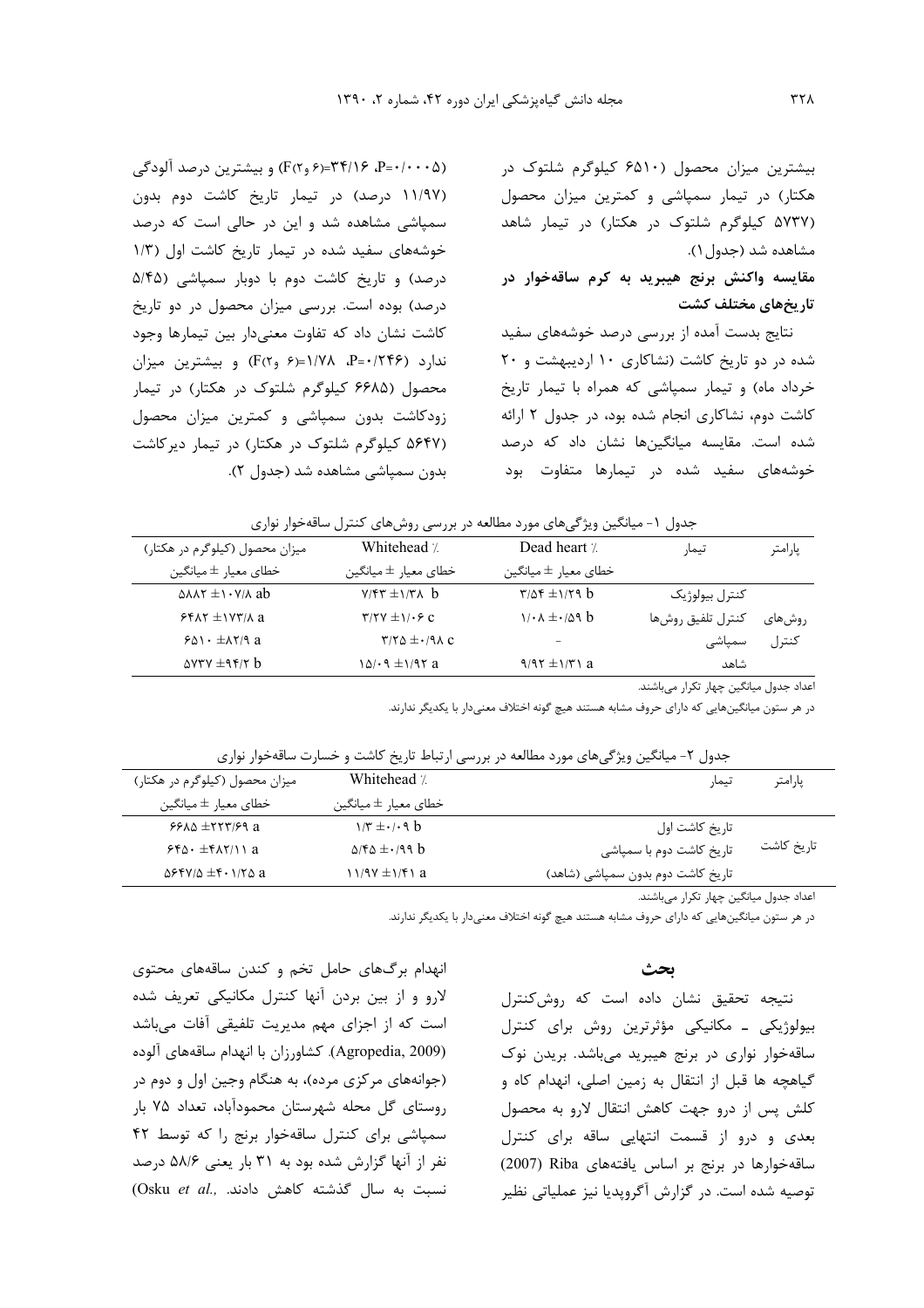بیشترین میزان محصول (۶۵۱۰ کیلوگرم شلتوک در هکتار) در تیمار سمپاشی و کمترین میزان محصول (۵۷۳۷ کیلوگرم شلتوک در هکتار) در تیمار شاهد مشاهده شد (جدول ۱).

**مقایسه واکنش برنج هیبرید به کرم ساقه‌خوار در تاریخ‌های مختلف کشت**

نتایج بدست آمده از بررسی درصد خوشه‌های سفید شده در دو تاریخ کاشت (نشاکاری ۱۰ اردیبهشت و ۲۰ خرداد ماه) و تیمار سمپاشی که همراه با تیمار تاریخ کاشت دوم، نشاکاری انجام شده بود، در جدول ۲ ارائه شده است. مقایسه میانگین‌ها نشان داد که درصد خوشه‌های سفید شده در تیمارها متفاوت بود ($P=0.0005$، $F_{(2,6)}=34.16$) و بیشترین درصد آلودگی (۱۱/۹۷ درصد) در تیمار تاریخ کاشت دوم بدون سمپاشی مشاهده شد و این در حالی است که درصد خوشه‌های سفید شده در تیمار تاریخ کاشت اول (۱/۳ درصد) و تاریخ کاشت دوم با دوبار سمپاشی (۵/۴۵ درصد) بوده است. بررسی میزان محصول در دو تاریخ کاشت نشان داد که تفاوت معنی‌دار بین تیمارها وجود ندارد ($P=0.246$، $F_{(2,6)}=1.78$) و بیشترین میزان محصول (۶۶۸۵ کیلوگرم شلتوک در هکتار) در تیمار زودکاشت بدون سمپاشی و کمترین میزان محصول (۵۶۴۷ کیلوگرم شلتوک در هکتار) در تیمار دیرکاشت بدون سمپاشی مشاهده شد (جدول ۲).

جدول ۱- میانگین ویژگی‌های مورد مطالعه در بررسی روش‌های کنترل ساقه‌خوار نواری

| پارامتر | تیمار | Dead heart ٪ | Whitehead ٪ | میزان محصول (کیلوگرم در هکتار) |
|---|---|---|---|---|
| | | خطای معیار ± میانگین | خطای معیار ± میانگین | خطای معیار ± میانگین |
| روش‌های کنترل | کنترل بیولوژیک | ۳/۵۴ ±۱/۲۹ b | ۷/۴۳ ±۱/۳۸ b | ۵۸۸۲ ±۱۰۷/۸ ab |
| | کنترل تلفیق روش‌ها | ۱/۰۸ ±۰/۵۹ b | ۳/۲۷ ±۱/۰۶ c | ۶۴۸۲ ±۱۷۳/۸ a |
| | سمپاشی | - | ۳/۲۵ ±۰/۹۸ c | ۶۵۱۰ ±۸۲/۹ a |
| | شاهد | ۹/۹۲ ±۱/۳۱ a | ۱۵/۰۹ ±۱/۹۲ a | ۵۷۳۷ ±۹۴/۲ b |

اعداد جدول میانگین چهار تکرار می‌باشند.

در هر ستون میانگین‌هایی که دارای حروف مشابه هستند هیچ گونه اختلاف معنی‌دار با یکدیگر ندارند.

جدول ۲- میانگین ویژگی‌های مورد مطالعه در بررسی ارتباط تاریخ کاشت و خسارت ساقه‌خوار نواری

| پارامتر | تیمار | Whitehead ٪ | میزان محصول (کیلوگرم در هکتار) |
|---|---|---|---|
| | | خطای معیار ± میانگین | خطای معیار ± میانگین |
| تاریخ کاشت | تاریخ کاشت اول | ۱/۳ ±۰/۰۹ b | ۶۶۸۵ ±۲۲۳/۶۹ a |
| | تاریخ کاشت دوم با سمپاشی | ۵/۴۵ ±۰/۹۹ b | ۶۴۵۰ ±۴۸۲/۱۱ a |
| | تاریخ کاشت دوم بدون سمپاشی (شاهد) | ۱۱/۹۷ ±۱/۴۱ a | ۵۶۴۷/۵ ±۴۰۱/۲۵ a |

اعداد جدول میانگین چهار تکرار می‌باشند.

در هر ستون میانگین‌هایی که دارای حروف مشابه هستند هیچ گونه اختلاف معنی‌دار با یکدیگر ندارند.

## بحث

نتیجه تحقیق نشان داده است که روش‌کنترل بیولوژیکی ـ مکانیکی مؤثرترین روش برای کنترل ساقه‌خوار نواری در برنج هیبرید می‌باشد. بریدن نوک گیاهچه ها قبل از انتقال به زمین اصلی، انهدام کاه و کلش پس از درو جهت کاهش انتقال لارو به محصول بعدی و درو از قسمت انتهایی ساقه برای کنترل ساقه‌خوارها در برنج بر اساس یافته‌های Riba (2007) توصیه شده است. در گزارش آگروپدیا نیز عملیاتی نظیر انهدام برگ‌های حامل تخم و کندن ساقه‌های محتوی لارو و از بین بردن آنها کنترل مکانیکی تعریف شده است که از اجزای مهم مدیریت تلفیقی آفات می‌باشد (Agropedia, 2009). کشاورزان با انهدام ساقه‌های آلوده (جوانه‌های مرکزی مرده)، به هنگام وجین اول و دوم در روستای گل محله شهرستان محمودآباد، تعداد ۷۵ بار سمپاشی برای کنترل ساقه‌خوار برنج را که توسط ۴۲ نفر از آنها گزارش شده بود به ۳۱ بار یعنی ۵۸/۶ درصد نسبت به سال گذشته کاهش دادند. (Osku *et al.*,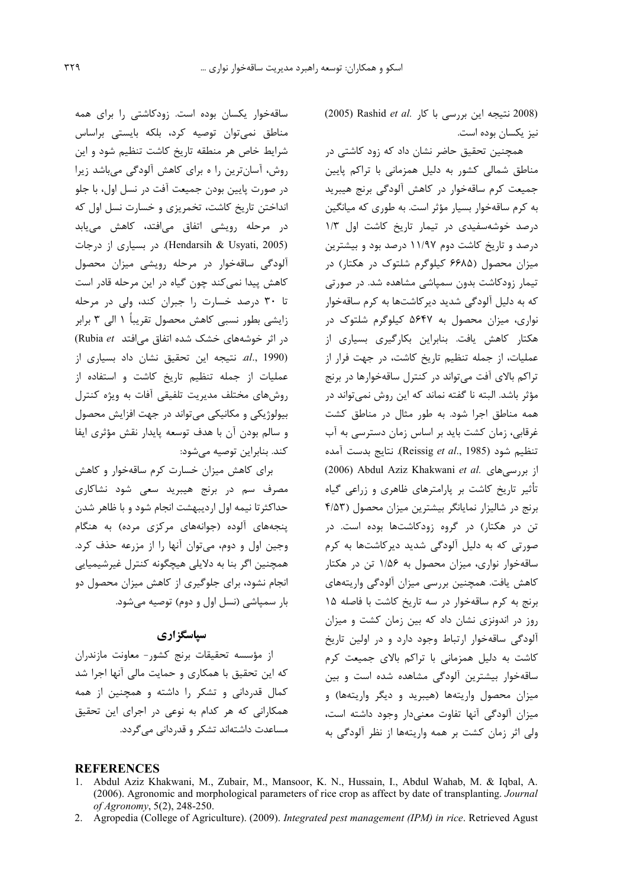(2008 نتیجه این بررسی با کار .Rashid *et al* (2005) نیز یکسان بوده است.

همچنین تحقیق حاضر نشان داد که زود کاشتی در مناطق شمالی کشور به دلیل همزمانی با تراکم پایین جمعیت کرم ساقه‌خوار در کاهش آلودگی برنج هیبرید به کرم ساقه‌خوار بسیار مؤثر است. به طوری که میانگین درصد خوشه‌سفیدی در تیمار تاریخ کاشت اول ۱/۳ درصد و تاریخ کاشت دوم ۱۱/۹۷ درصد بود و بیشترین میزان محصول (۶۶۸۵ کیلوگرم شلتوک در هکتار) در تیمار زودکاشت بدون سمپاشی مشاهده شد. در صورتی که به دلیل آلودگی شدید دیرکاشت‌ها به کرم ساقه‌خوار نواری، میزان محصول به ۵۶۴۷ کیلوگرم شلتوک در هکتار کاهش یافت. بنابراین بکارگیری بسیاری از عملیات، از جمله تنظیم تاریخ کاشت، در جهت فرار از تراکم بالای آفت می‌تواند در کنترل ساقه‌خوارها در برنج مؤثر باشد. البته نا گفته نماند که این روش نمی‌تواند در همه مناطق اجرا شود. به طور مثال در مناطق کشت غرقابی، زمان کشت باید بر اساس زمان دسترسی به آب تنظیم شود (Reissig *et al*., 1985). نتایج بدست آمده از بررسی‌های .Abdul Aziz Khakwani *et al* (2006) تأثیر تاریخ کاشت بر پارامترهای ظاهری و زراعی گیاه برنج در شالیزار نمایانگر بیشترین میزان محصول (۴/۵۳ تن در هکتار) در گروه زودکاشت‌ها بوده است. در صورتی که به دلیل آلودگی شدید دیرکاشت‌ها به کرم ساقه‌خوار نواری، میزان محصول به ۱/۵۶ تن در هکتار کاهش یافت. همچنین بررسی میزان آلودگی واریته‌های برنج به کرم ساقه‌خوار در سه تاریخ کاشت با فاصله ۱۵ روز در اندونزی نشان داد که بین زمان کشت و میزان آلودگی ساقه‌خوار ارتباط وجود دارد و در اولین تاریخ کاشت به دلیل همزمانی با تراکم بالای جمعیت کرم ساقه‌خوار بیشترین آلودگی مشاهده شده است و بین میزان محصول واریته‌ها (هیبرید و دیگر واریته‌ها) و میزان آلودگی آنها تفاوت معنی‌دار وجود داشته است، ولی اثر زمان کشت بر همه واریته‌ها از نظر آلودگی به ساقه‌خوار یکسان بوده است. زودکاشتی را برای همه مناطق نمی‌توان توصیه کرد، بلکه بایستی براساس شرایط خاص هر منطقه تاریخ کاشت تنظیم شود و این روش، آسان‌ترین را ه برای کاهش آلودگی می‌باشد زیرا در صورت پایین بودن جمعیت آفت در نسل اول، با جلو انداختن تاریخ کاشت، تخمریزی و خسارت نسل اول که در مرحله رویشی اتفاق می‌افتد، کاهش می‌یابد (Hendarsih & Usyati, 2005). در بسیاری از درجات آلودگی ساقه‌خوار در مرحله رویشی میزان محصول کاهش پیدا نمی‌کند چون گیاه در این مرحله قادر است تا ۳۰ درصد خسارت را جبران کند، ولی در مرحله زایشی بطور نسبی کاهش محصول تقریباً ۱ الی ۳ برابر در اثر خوشه‌های خشک شده اتفاق می‌افتد (Rubia *et al*., 1990). نتیجه این تحقیق نشان داد بسیاری از عملیات از جمله تنظیم تاریخ کاشت و استفاده از روش‌های مختلف مدیریت تلفیقی آفات به ویژه کنترل بیولوژیکی و مکانیکی می‌تواند در جهت افزایش محصول و سالم بودن آن با هدف توسعه پایدار نقش مؤثری ایفا کند. بنابراین توصیه می‌شود:

برای کاهش میزان خسارت کرم ساقه‌خوار و کاهش مصرف سم در برنج هیبرید سعی شود نشاکاری حداکثرتا نیمه اول اردیبهشت انجام شود و با ظاهر شدن پنجه‌های آلوده (جوانه‌های مرکزی مرده) به هنگام وجین اول و دوم، می‌توان آنها را از مزرعه حذف کرد. همچنین اگر بنا به دلایلی هیچگونه کنترل غیرشیمیایی انجام نشود، برای جلوگیری از کاهش میزان محصول دو بار سمپاشی (نسل اول و دوم) توصیه می‌شود.

## سپاسگزاری

از مؤسسه تحقیقات برنج کشور- معاونت مازندران که این تحقیق با همکاری و حمایت مالی آنها اجرا شد کمال قدردانی و تشکر را داشته و همچنین از همه همکارانی که هر کدام به نوعی در اجرای این تحقیق مساعدت داشته‌اند تشکر و قدردانی می‌گردد.

## REFERENCES

1. Abdul Aziz Khakwani, M., Zubair, M., Mansoor, K. N., Hussain, I., Abdul Wahab, M. & Iqbal, A. (2006). Agronomic and morphological parameters of rice crop as affect by date of transplanting. *Journal of Agronomy*, 5(2), 248-250.
2. Agropedia (College of Agriculture). (2009). *Integrated pest management (IPM) in rice*. Retrieved Agust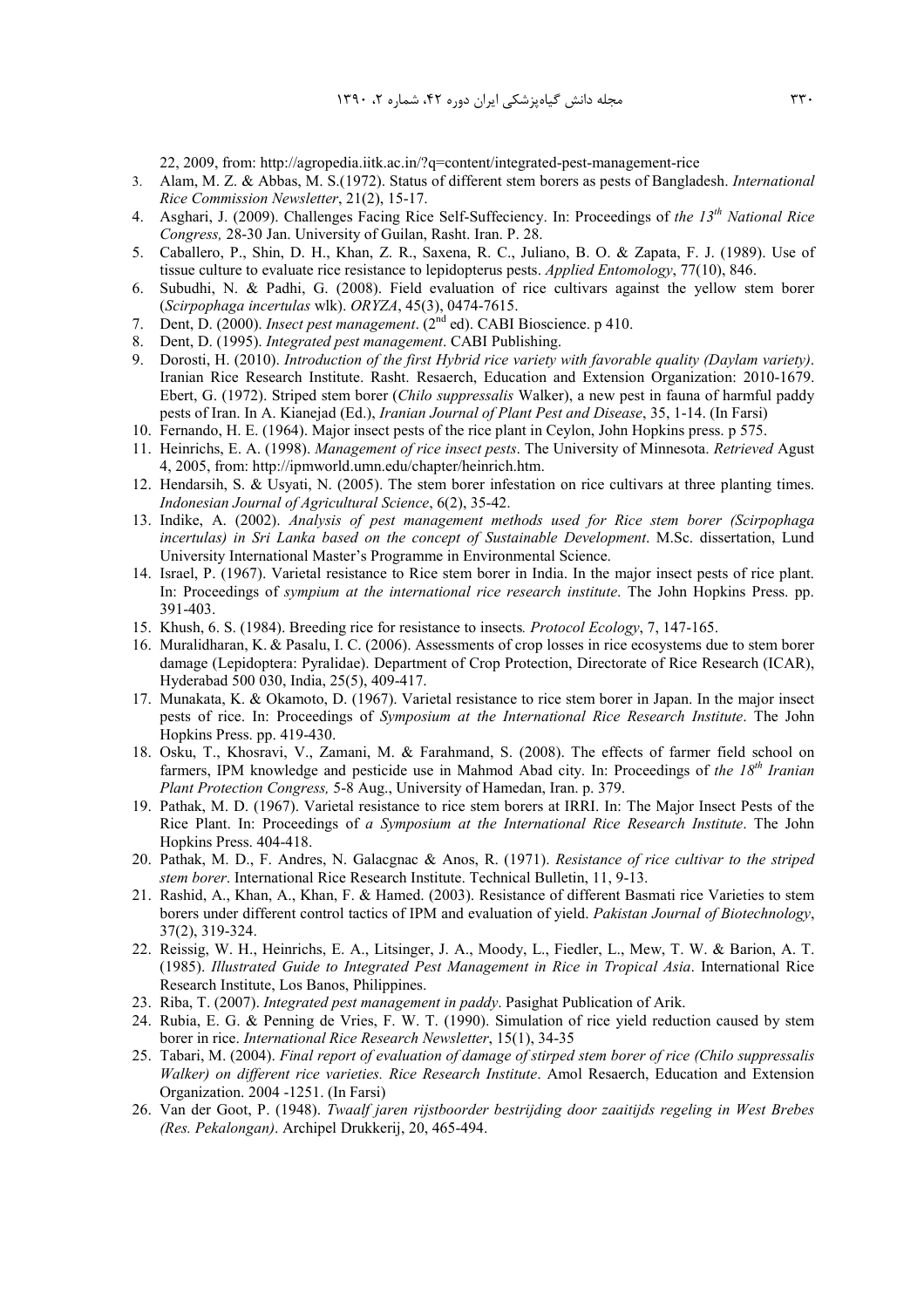22, 2009, from: http://agropedia.iitk.ac.in/?q=content/integrated-pest-management-rice

3. Alam, M. Z. & Abbas, M. S.(1972). Status of different stem borers as pests of Bangladesh. *International Rice Commission Newsletter*, 21(2), 15-17.
4. Asghari, J. (2009). Challenges Facing Rice Self-Suffeciency. In: Proceedings of *the 13th National Rice Congress,* 28-30 Jan. University of Guilan, Rasht. Iran. P. 28.
5. Caballero, P., Shin, D. H., Khan, Z. R., Saxena, R. C., Juliano, B. O. & Zapata, F. J. (1989). Use of tissue culture to evaluate rice resistance to lepidopterus pests. *Applied Entomology*, 77(10), 846.
6. Subudhi, N. & Padhi, G. (2008). Field evaluation of rice cultivars against the yellow stem borer (*Scirpophaga incertulas* wlk). *ORYZA*, 45(3), 0474-7615.
7. Dent, D. (2000). *Insect pest management*. (2nd ed). CABI Bioscience. p 410.
8. Dent, D. (1995). *Integrated pest management*. CABI Publishing.
9. Dorosti, H. (2010). *Introduction of the first Hybrid rice variety with favorable quality (Daylam variety)*. Iranian Rice Research Institute. Rasht. Resaerch, Education and Extension Organization: 2010-1679. Ebert, G. (1972). Striped stem borer (*Chilo suppressalis* Walker), a new pest in fauna of harmful paddy pests of Iran. In A. Kianejad (Ed.), *Iranian Journal of Plant Pest and Disease*, 35, 1-14. (In Farsi)
10. Fernando, H. E. (1964). Major insect pests of the rice plant in Ceylon, John Hopkins press. p 575.
11. Heinrichs, E. A. (1998). *Management of rice insect pests*. The University of Minnesota. *Retrieved* Agust 4, 2005, from: http://ipmworld.umn.edu/chapter/heinrich.htm.
12. Hendarsih, S. & Usyati, N. (2005). The stem borer infestation on rice cultivars at three planting times. *Indonesian Journal of Agricultural Science*, 6(2), 35-42.
13. Indike, A. (2002). *Analysis of pest management methods used for Rice stem borer (Scirpophaga incertulas) in Sri Lanka based on the concept of Sustainable Development*. M.Sc. dissertation, Lund University International Master's Programme in Environmental Science.
14. Israel, P. (1967). Varietal resistance to Rice stem borer in India. In the major insect pests of rice plant. In: Proceedings of *sympium at the international rice research institute*. The John Hopkins Press. pp. 391-403.
15. Khush, 6. S. (1984). Breeding rice for resistance to insects*. Protocol Ecology*, 7, 147-165.
16. Muralidharan, K. & Pasalu, I. C. (2006). Assessments of crop losses in rice ecosystems due to stem borer damage (Lepidoptera: Pyralidae). Department of Crop Protection, Directorate of Rice Research (ICAR), Hyderabad 500 030, India, 25(5), 409-417.
17. Munakata, K. & Okamoto, D. (1967). Varietal resistance to rice stem borer in Japan. In the major insect pests of rice. In: Proceedings of *Symposium at the International Rice Research Institute*. The John Hopkins Press. pp. 419-430.
18. Osku, T., Khosravi, V., Zamani, M. & Farahmand, S. (2008). The effects of farmer field school on farmers, IPM knowledge and pesticide use in Mahmod Abad city. In: Proceedings of *the 18th Iranian Plant Protection Congress,* 5-8 Aug., University of Hamedan, Iran. p. 379.
19. Pathak, M. D. (1967). Varietal resistance to rice stem borers at IRRI. In: The Major Insect Pests of the Rice Plant. In: Proceedings of *a Symposium at the International Rice Research Institute*. The John Hopkins Press. 404-418.
20. Pathak, M. D., F. Andres, N. Galacgnac & Anos, R. (1971). *Resistance of rice cultivar to the striped stem borer*. International Rice Research Institute. Technical Bulletin, 11, 9-13.
21. Rashid, A., Khan, A., Khan, F. & Hamed. (2003). Resistance of different Basmati rice Varieties to stem borers under different control tactics of IPM and evaluation of yield. *Pakistan Journal of Biotechnology*, 37(2), 319-324.
22. Reissig, W. H., Heinrichs, E. A., Litsinger, J. A., Moody, L., Fiedler, L., Mew, T. W. & Barion, A. T. (1985). *Illustrated Guide to Integrated Pest Management in Rice in Tropical Asia*. International Rice Research Institute, Los Banos, Philippines.
23. Riba, T. (2007). *Integrated pest management in paddy*. Pasighat Publication of Arik.
24. Rubia, E. G. & Penning de Vries, F. W. T. (1990). Simulation of rice yield reduction caused by stem borer in rice. *International Rice Research Newsletter*, 15(1), 34-35
25. Tabari, M. (2004). *Final report of evaluation of damage of stirped stem borer of rice (Chilo suppressalis Walker) on different rice varieties. Rice Research Institute*. Amol Resaerch, Education and Extension Organization. 2004 -1251. (In Farsi)
26. Van der Goot, P. (1948). *Twaalf jaren rijstboorder bestrijding door zaaitijds regeling in West Brebes (Res. Pekalongan)*. Archipel Drukkerij, 20, 465-494.